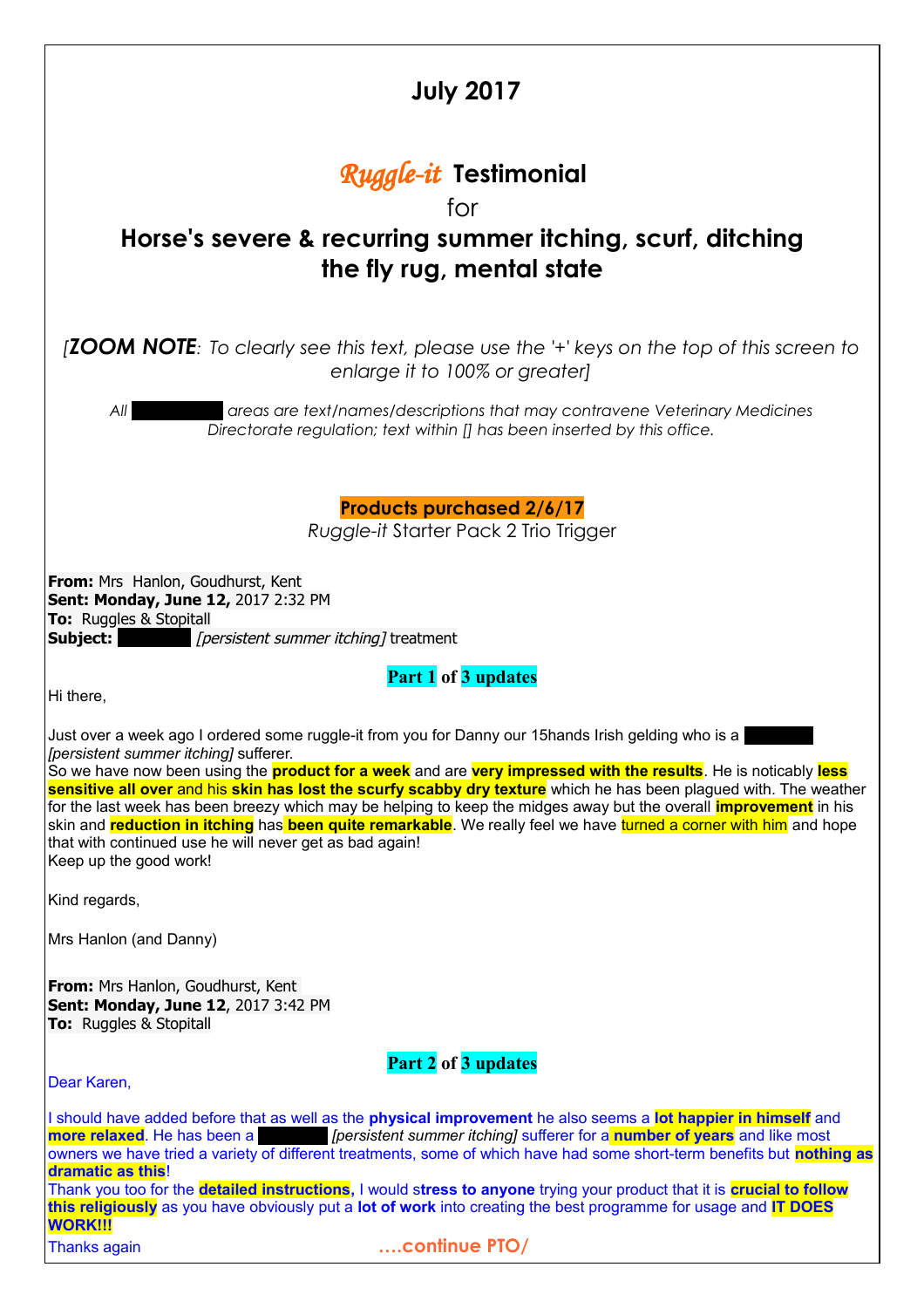# July 2017

## *Ruggle-it* Testimonial

for

## Horse's severe & recurring summer itching, scurf, ditching the fly rug, mental state

*[**ZOOM NOTE**: To clearly see this text, please use the '+' keys on the top of this screen to enlarge it to 100% or greater]*

*All ████████ areas are text/names/descriptions that may contravene Veterinary Medicines Directorate regulation; text within [] has been inserted by this office.*

**Products purchased 2/6/17**

*Ruggle-it* Starter Pack 2 Trio Trigger

**From:** Mrs Hanlon, Goudhurst, Kent
**Sent: Monday, June 12,** 2017 2:32 PM
**To:** Ruggles & Stopitall
**Subject:** ████████ *[persistent summer itching]* treatment

**Part 1 of 3 updates**

Hi there,

Just over a week ago I ordered some ruggle-it from you for Danny our 15hands Irish gelding who is a ████████ *[persistent summer itching]* sufferer.
So we have now been using the **product for a week** and are **very impressed with the results**. He is noticably **less sensitive all over** and his **skin has lost the scurfy scabby dry texture** which he has been plagued with. The weather for the last week has been breezy which may be helping to keep the midges away but the overall **improvement** in his skin and **reduction in itching** has **been quite remarkable**. We really feel we have turned a corner with him and hope that with continued use he will never get as bad again!
Keep up the good work!

Kind regards,

Mrs Hanlon (and Danny)

**From:** Mrs Hanlon, Goudhurst, Kent
**Sent: Monday, June 12**, 2017 3:42 PM
**To:** Ruggles & Stopitall

**Part 2 of 3 updates**

Dear Karen,

I should have added before that as well as the **physical improvement** he also seems a **lot happier in himself** and **more relaxed**. He has been a ████████ *[persistent summer itching]* sufferer for a **number of years** and like most owners we have tried a variety of different treatments, some of which have had some short-term benefits but **nothing as dramatic as this**!
Thank you too for the **detailed instructions,** I would s**tress to anyone** trying your product that it is **crucial to follow this religiously** as you have obviously put a **lot of work** into creating the best programme for usage and **IT DOES WORK!!!**
Thanks again

**….continue PTO/**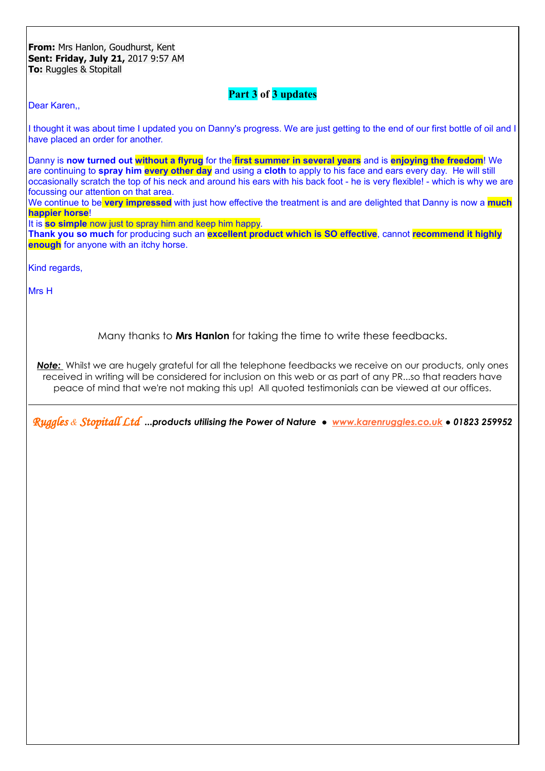**From:** Mrs Hanlon, Goudhurst, Kent
**Sent: Friday, July 21,** 2017 9:57 AM
**To:** Ruggles & Stopitall

**Part 3 of 3 updates**

Dear Karen,,

I thought it was about time I updated you on Danny's progress. We are just getting to the end of our first bottle of oil and I have placed an order for another.

Danny is **now turned out without a flyrug** for the **first summer in several years** and is **enjoying the freedom**! We are continuing to **spray him every other day** and using a **cloth** to apply to his face and ears every day. He will still occasionally scratch the top of his neck and around his ears with his back foot - he is very flexible! - which is why we are focussing our attention on that area.
We continue to be **very impressed** with just how effective the treatment is and are delighted that Danny is now a **much happier horse**!
It is **so simple** now just to spray him and keep him happy.
**Thank you so much** for producing such an **excellent product which is SO effective**, cannot **recommend it highly enough** for anyone with an itchy horse.

Kind regards,

Mrs H

Many thanks to **Mrs Hanlon** for taking the time to write these feedbacks.

***Note:*** Whilst we are hugely grateful for all the telephone feedbacks we receive on our products, only ones received in writing will be considered for inclusion on this web or as part of any PR...so that readers have peace of mind that we're not making this up! All quoted testimonials can be viewed at our offices.

---

*Ruggles & Stopitall Ltd* ***...products utilising the Power of Nature • www.karenruggles.co.uk • 01823 259952***